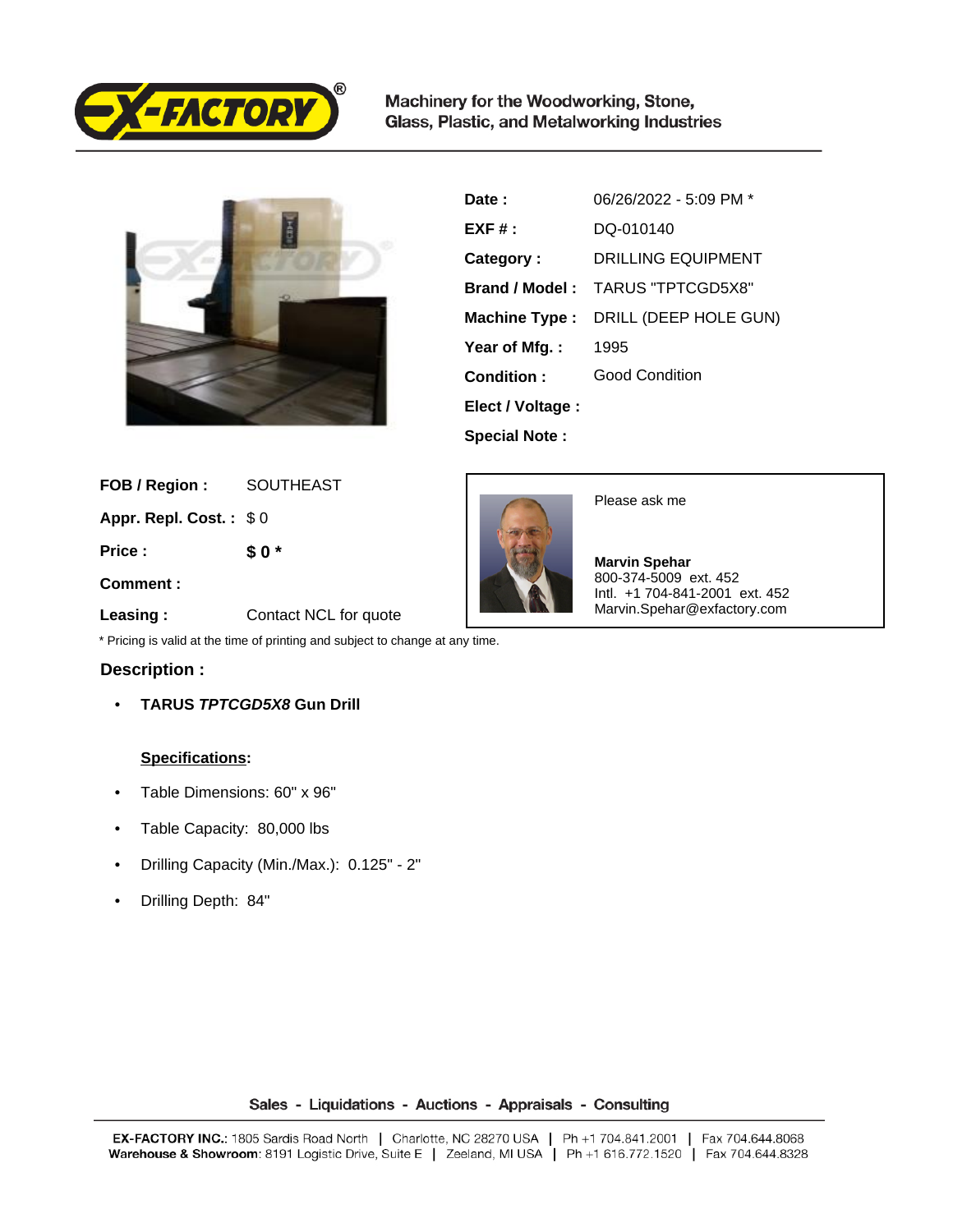Machinery for the Woodworking, Stone, Glass, Plastic, and Metalworking Industries

| | |
|---|---|
| **Date :** | 06/26/2022 - 5:09 PM * |
| **EXF # :** | DQ-010140 |
| **Category :** | DRILLING EQUIPMENT |
| **Brand / Model :** | TARUS "TPTCGD5X8" |
| **Machine Type :** | DRILL (DEEP HOLE GUN) |
| **Year of Mfg. :** | 1995 |
| **Condition :** | Good Condition |
| **Elect / Voltage :** | |
| **Special Note :** | |

| | |
|---|---|
| **FOB / Region :** | SOUTHEAST |
| **Appr. Repl. Cost. :** | $ 0 |
| **Price :** | **$ 0 *** |
| **Comment :** | |
| **Leasing :** | Contact NCL for quote |

Please ask me

**Marvin Spehar**
800-374-5009 ext. 452
Intl. +1 704-841-2001 ext. 452
Marvin.Spehar@exfactory.com

* Pricing is valid at the time of printing and subject to change at any time.

## Description :

- **TARUS *TPTCGD5X8* Gun Drill**

**Specifications:**

- Table Dimensions: 60" x 96"
- Table Capacity: 80,000 lbs
- Drilling Capacity (Min./Max.): 0.125" - 2"
- Drilling Depth: 84"

Sales - Liquidations - Auctions - Appraisals - Consulting

**EX-FACTORY INC.**: 1805 Sardis Road North | Charlotte, NC 28270 USA | Ph +1 704.841.2001 | Fax 704.644.8068
**Warehouse & Showroom**: 8191 Logistic Drive, Suite E | Zeeland, MI USA | Ph +1 616.772.1520 | Fax 704.644.8328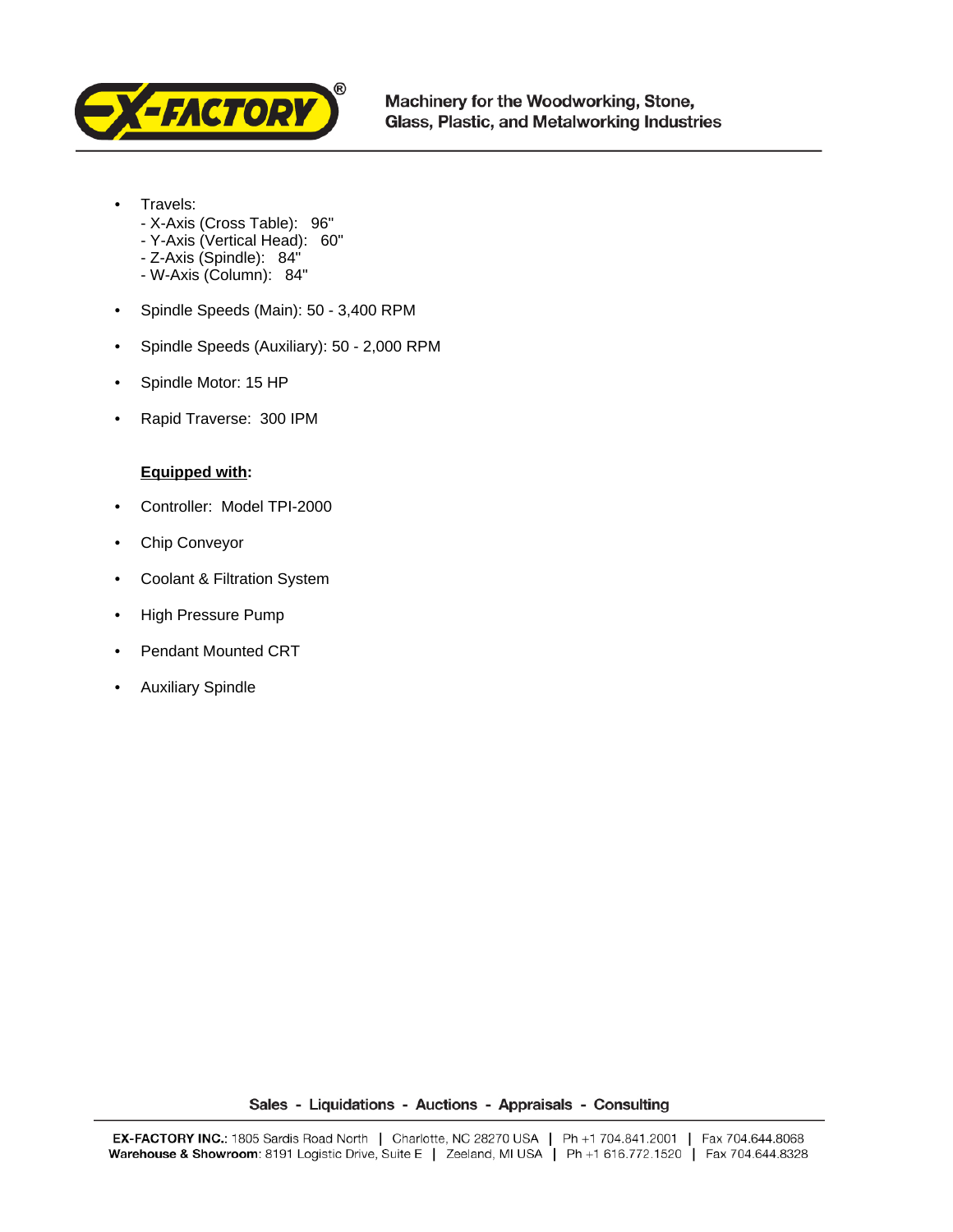- Travels:
  - X-Axis (Cross Table): 96"
  - Y-Axis (Vertical Head): 60"
  - Z-Axis (Spindle): 84"
  - W-Axis (Column): 84"
- Spindle Speeds (Main): 50 - 3,400 RPM
- Spindle Speeds (Auxiliary): 50 - 2,000 RPM
- Spindle Motor: 15 HP
- Rapid Traverse: 300 IPM

**Equipped with:**

- Controller: Model TPI-2000
- Chip Conveyor
- Coolant & Filtration System
- High Pressure Pump
- Pendant Mounted CRT
- Auxiliary Spindle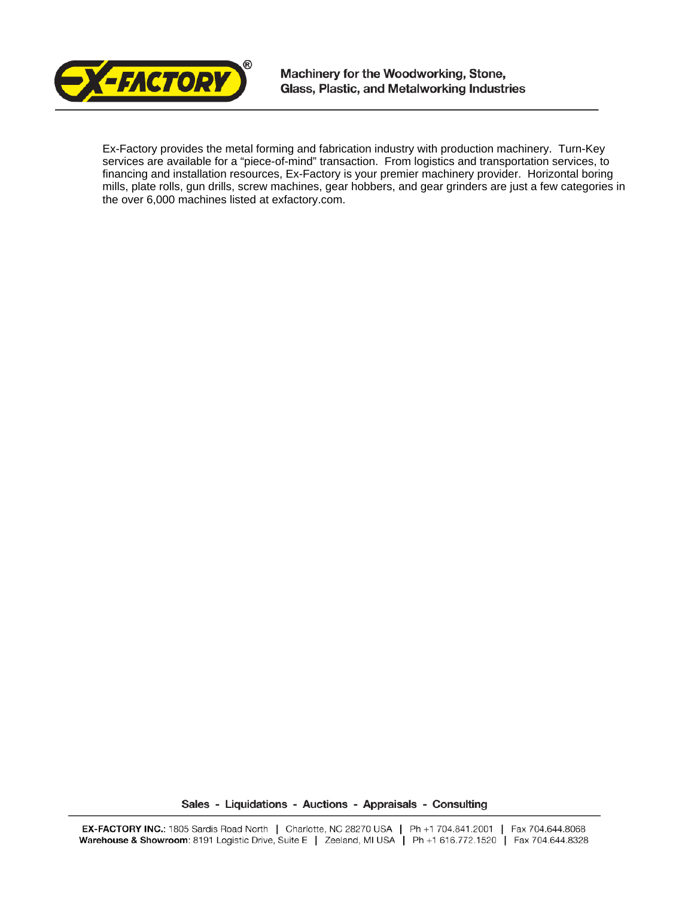Machinery for the Woodworking, Stone, Glass, Plastic, and Metalworking Industries

Ex-Factory provides the metal forming and fabrication industry with production machinery. Turn-Key services are available for a "piece-of-mind" transaction. From logistics and transportation services, to financing and installation resources, Ex-Factory is your premier machinery provider. Horizontal boring mills, plate rolls, gun drills, screw machines, gear hobbers, and gear grinders are just a few categories in the over 6,000 machines listed at exfactory.com.

Sales - Liquidations - Auctions - Appraisals - Consulting

**EX-FACTORY INC.**: 1805 Sardis Road North | Charlotte, NC 28270 USA | Ph +1 704.841.2001 | Fax 704.644.8068
**Warehouse & Showroom**: 8191 Logistic Drive, Suite E | Zeeland, MI USA | Ph +1 616.772.1520 | Fax 704.644.8328